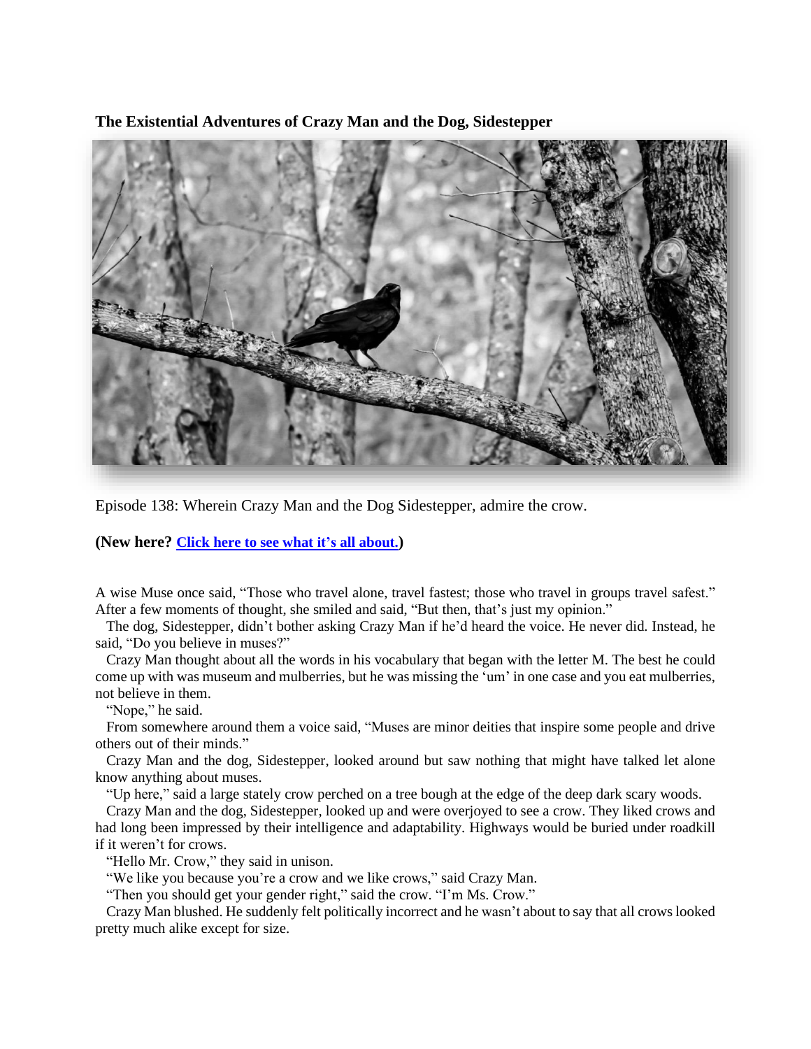**The Existential Adventures of Crazy Man and the Dog, Sidestepper**

Episode 138: Wherein Crazy Man and the Dog Sidestepper, admire the crow.

**(New here? [Click here to see what it's all about.](#))**

A wise Muse once said, "Those who travel alone, travel fastest; those who travel in groups travel safest." After a few moments of thought, she smiled and said, "But then, that's just my opinion."

The dog, Sidestepper, didn't bother asking Crazy Man if he'd heard the voice. He never did. Instead, he said, "Do you believe in muses?"

Crazy Man thought about all the words in his vocabulary that began with the letter M. The best he could come up with was museum and mulberries, but he was missing the 'um' in one case and you eat mulberries, not believe in them.

"Nope," he said.

From somewhere around them a voice said, "Muses are minor deities that inspire some people and drive others out of their minds."

Crazy Man and the dog, Sidestepper, looked around but saw nothing that might have talked let alone know anything about muses.

"Up here," said a large stately crow perched on a tree bough at the edge of the deep dark scary woods.

Crazy Man and the dog, Sidestepper, looked up and were overjoyed to see a crow. They liked crows and had long been impressed by their intelligence and adaptability. Highways would be buried under roadkill if it weren't for crows.

"Hello Mr. Crow," they said in unison.

"We like you because you're a crow and we like crows," said Crazy Man.

"Then you should get your gender right," said the crow. "I'm Ms. Crow."

Crazy Man blushed. He suddenly felt politically incorrect and he wasn't about to say that all crows looked pretty much alike except for size.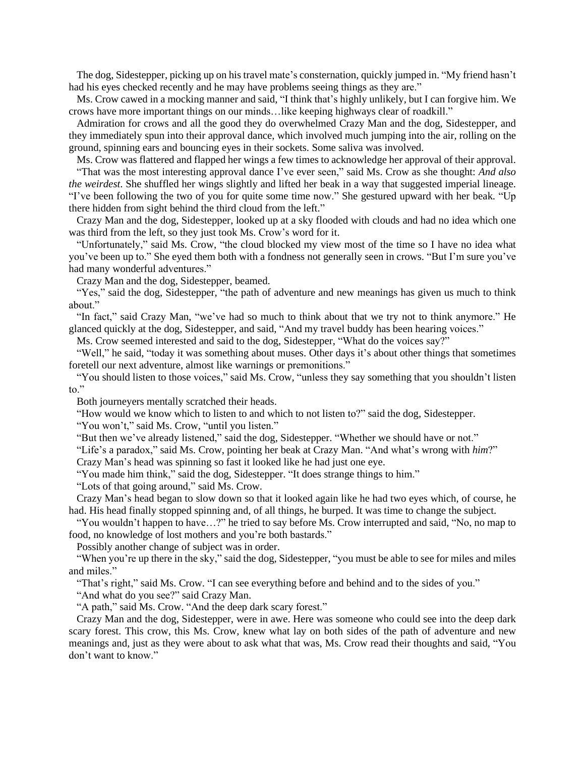The dog, Sidestepper, picking up on his travel mate's consternation, quickly jumped in. "My friend hasn't had his eyes checked recently and he may have problems seeing things as they are."

Ms. Crow cawed in a mocking manner and said, "I think that's highly unlikely, but I can forgive him. We crows have more important things on our minds…like keeping highways clear of roadkill."

Admiration for crows and all the good they do overwhelmed Crazy Man and the dog, Sidestepper, and they immediately spun into their approval dance, which involved much jumping into the air, rolling on the ground, spinning ears and bouncing eyes in their sockets. Some saliva was involved.

Ms. Crow was flattered and flapped her wings a few times to acknowledge her approval of their approval.

"That was the most interesting approval dance I've ever seen," said Ms. Crow as she thought: *And also the weirdest*. She shuffled her wings slightly and lifted her beak in a way that suggested imperial lineage. "I've been following the two of you for quite some time now." She gestured upward with her beak. "Up there hidden from sight behind the third cloud from the left."

Crazy Man and the dog, Sidestepper, looked up at a sky flooded with clouds and had no idea which one was third from the left, so they just took Ms. Crow's word for it.

"Unfortunately," said Ms. Crow, "the cloud blocked my view most of the time so I have no idea what you've been up to." She eyed them both with a fondness not generally seen in crows. "But I'm sure you've had many wonderful adventures."

Crazy Man and the dog, Sidestepper, beamed.

"Yes," said the dog, Sidestepper, "the path of adventure and new meanings has given us much to think about."

"In fact," said Crazy Man, "we've had so much to think about that we try not to think anymore." He glanced quickly at the dog, Sidestepper, and said, "And my travel buddy has been hearing voices."

Ms. Crow seemed interested and said to the dog, Sidestepper, "What do the voices say?"

"Well," he said, "today it was something about muses. Other days it's about other things that sometimes foretell our next adventure, almost like warnings or premonitions."

"You should listen to those voices," said Ms. Crow, "unless they say something that you shouldn't listen to."

Both journeyers mentally scratched their heads.

"How would we know which to listen to and which to not listen to?" said the dog, Sidestepper.

"You won't," said Ms. Crow, "until you listen."

"But then we've already listened," said the dog, Sidestepper. "Whether we should have or not."

"Life's a paradox," said Ms. Crow, pointing her beak at Crazy Man. "And what's wrong with *him*?"

Crazy Man's head was spinning so fast it looked like he had just one eye.

"You made him think," said the dog, Sidestepper. "It does strange things to him."

"Lots of that going around," said Ms. Crow.

Crazy Man's head began to slow down so that it looked again like he had two eyes which, of course, he had. His head finally stopped spinning and, of all things, he burped. It was time to change the subject.

"You wouldn't happen to have…?" he tried to say before Ms. Crow interrupted and said, "No, no map to food, no knowledge of lost mothers and you're both bastards."

Possibly another change of subject was in order.

"When you're up there in the sky," said the dog, Sidestepper, "you must be able to see for miles and miles and miles."

"That's right," said Ms. Crow. "I can see everything before and behind and to the sides of you."

"And what do you see?" said Crazy Man.

"A path," said Ms. Crow. "And the deep dark scary forest."

Crazy Man and the dog, Sidestepper, were in awe. Here was someone who could see into the deep dark scary forest. This crow, this Ms. Crow, knew what lay on both sides of the path of adventure and new meanings and, just as they were about to ask what that was, Ms. Crow read their thoughts and said, "You don't want to know."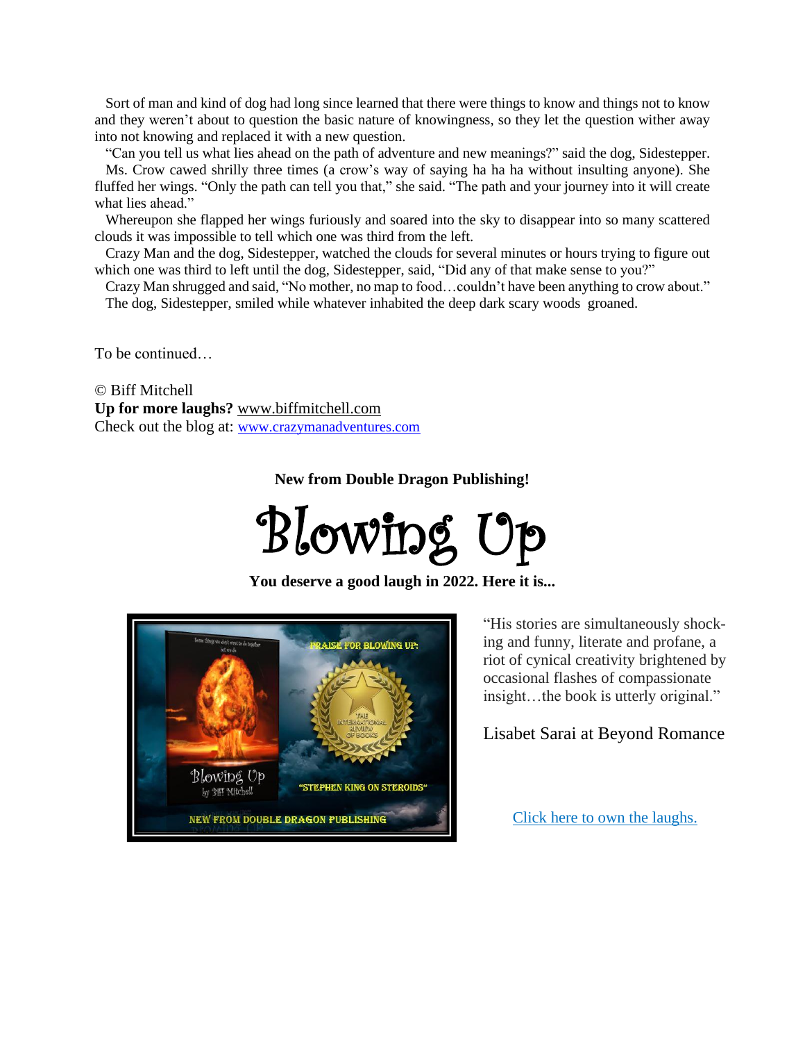Sort of man and kind of dog had long since learned that there were things to know and things not to know and they weren't about to question the basic nature of knowingness, so they let the question wither away into not knowing and replaced it with a new question.

"Can you tell us what lies ahead on the path of adventure and new meanings?" said the dog, Sidestepper.

Ms. Crow cawed shrilly three times (a crow's way of saying ha ha ha without insulting anyone). She fluffed her wings. "Only the path can tell you that," she said. "The path and your journey into it will create what lies ahead."

Whereupon she flapped her wings furiously and soared into the sky to disappear into so many scattered clouds it was impossible to tell which one was third from the left.

Crazy Man and the dog, Sidestepper, watched the clouds for several minutes or hours trying to figure out which one was third to left until the dog, Sidestepper, said, "Did any of that make sense to you?"

Crazy Man shrugged and said, "No mother, no map to food…couldn't have been anything to crow about."

The dog, Sidestepper, smiled while whatever inhabited the deep dark scary woods groaned.

To be continued…

© Biff Mitchell

**Up for more laughs?** www.biffmitchell.com

Check out the blog at: www.crazymanadventures.com

**New from Double Dragon Publishing!**

# Blowing Up

**You deserve a good laugh in 2022. Here it is...**

"His stories are simultaneously shocking and funny, literate and profane, a riot of cynical creativity brightened by occasional flashes of compassionate insight…the book is utterly original."

Lisabet Sarai at Beyond Romance

Click here to own the laughs.